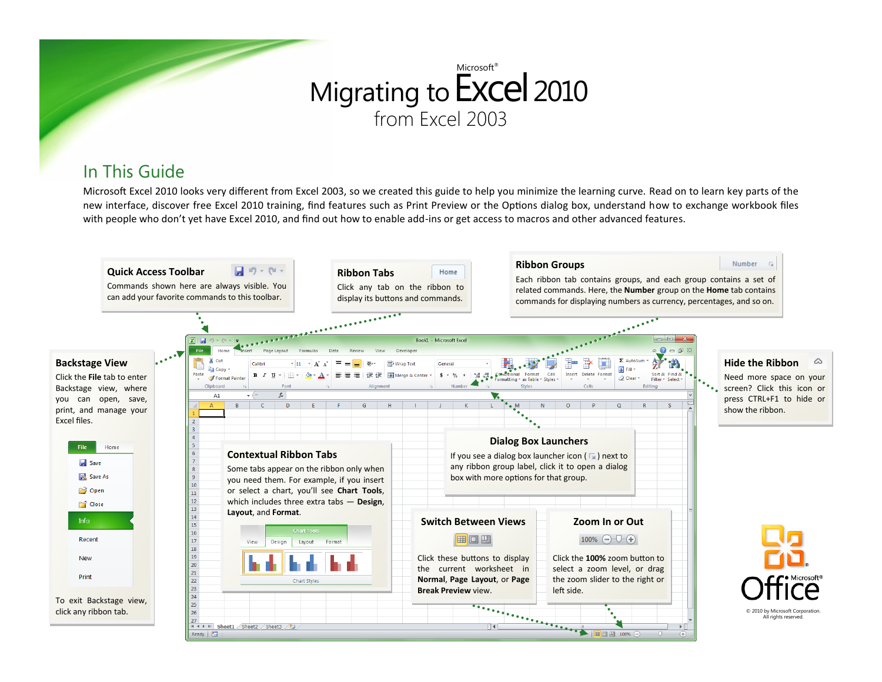# Migrating to Microsoft® Excel 2010 from Excel 2003

## In This Guide

Microsoft Excel 2010 looks very different from Excel 2003, so we created this guide to help you minimize the learning curve. Read on to learn key parts of the new interface, discover free Excel 2010 training, find features such as Print Preview or the Options dialog box, understand how to exchange workbook files with people who don't yet have Excel 2010, and find out how to enable add-ins or get access to macros and other advanced features.

### Quick Access Toolbar

Commands shown here are always visible. You can add your favorite commands to this toolbar.

### Ribbon Tabs

Click any tab on the ribbon to display its buttons and commands.

### Ribbon Groups

Each ribbon tab contains groups, and each group contains a set of related commands. Here, the **Number** group on the **Home** tab contains commands for displaying numbers as currency, percentages, and so on.

### Backstage View

Click the **File** tab to enter Backstage view, where you can open, save, print, and manage your Excel files.

To exit Backstage view, click any ribbon tab.

### Hide the Ribbon

Need more space on your screen? Click this icon or press CTRL+F1 to hide or show the ribbon.

### Contextual Ribbon Tabs

Some tabs appear on the ribbon only when you need them. For example, if you insert or select a chart, you'll see **Chart Tools**, which includes three extra tabs — **Design**, **Layout**, and **Format**.

### Dialog Box Launchers

If you see a dialog box launcher icon ( ) next to any ribbon group label, click it to open a dialog box with more options for that group.

### Switch Between Views

Click these buttons to display the current worksheet in **Normal**, **Page Layout**, or **Page Break Preview** view.

### Zoom In or Out

Click the **100%** zoom button to select a zoom level, or drag the zoom slider to the right or left side.

© 2010 by Microsoft Corporation. All rights reserved.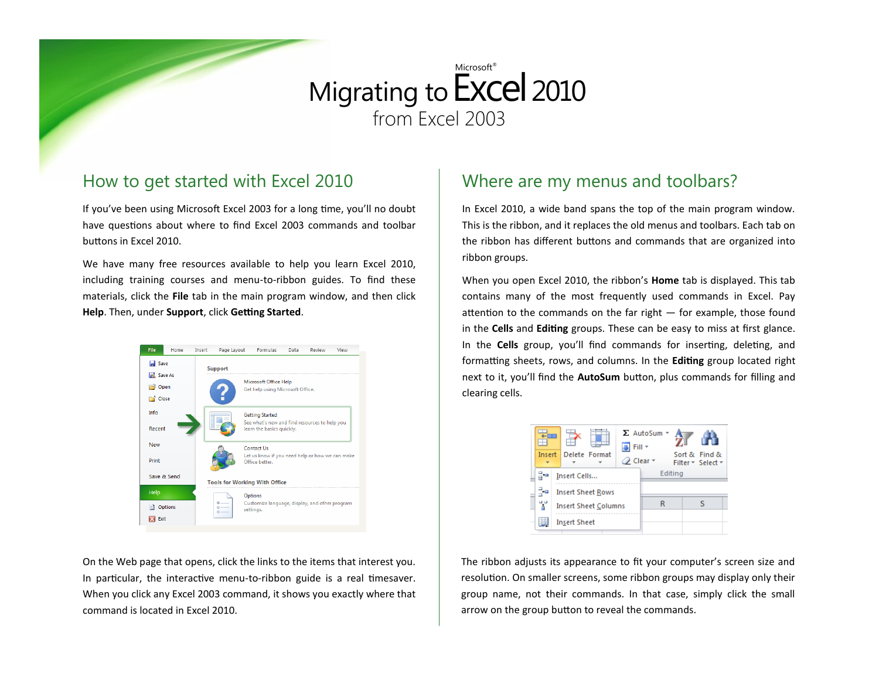# Migrating to Excel 2010 from Excel 2003

## How to get started with Excel 2010

If you've been using Microsoft Excel 2003 for a long time, you'll no doubt have questions about where to find Excel 2003 commands and toolbar buttons in Excel 2010.

We have many free resources available to help you learn Excel 2010, including training courses and menu-to-ribbon guides. To find these materials, click the **File** tab in the main program window, and then click **Help**. Then, under **Support**, click **Getting Started**.

On the Web page that opens, click the links to the items that interest you. In particular, the interactive menu-to-ribbon guide is a real timesaver. When you click any Excel 2003 command, it shows you exactly where that command is located in Excel 2010.

## Where are my menus and toolbars?

In Excel 2010, a wide band spans the top of the main program window. This is the ribbon, and it replaces the old menus and toolbars. Each tab on the ribbon has different buttons and commands that are organized into ribbon groups.

When you open Excel 2010, the ribbon's **Home** tab is displayed. This tab contains many of the most frequently used commands in Excel. Pay attention to the commands on the far right — for example, those found in the **Cells** and **Editing** groups. These can be easy to miss at first glance. In the **Cells** group, you'll find commands for inserting, deleting, and formatting sheets, rows, and columns. In the **Editing** group located right next to it, you'll find the **AutoSum** button, plus commands for filling and clearing cells.

The ribbon adjusts its appearance to fit your computer's screen size and resolution. On smaller screens, some ribbon groups may display only their group name, not their commands. In that case, simply click the small arrow on the group button to reveal the commands.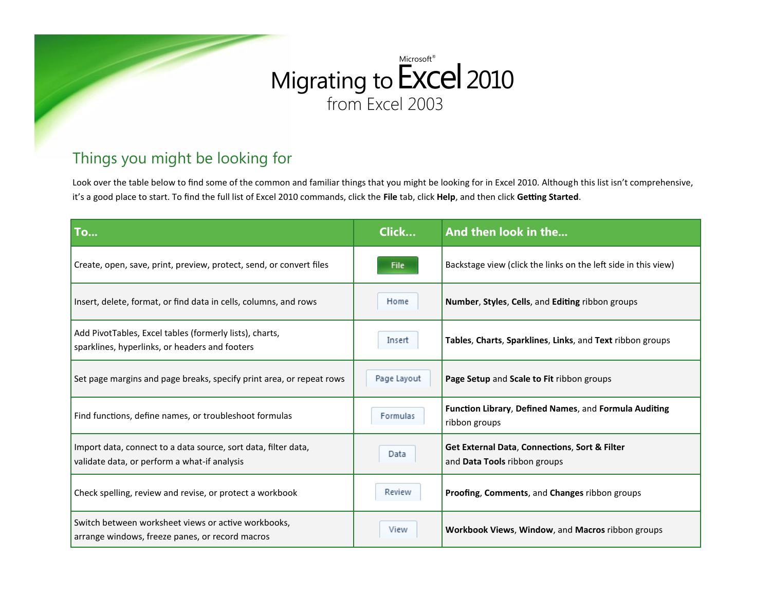# Migrating to Microsoft® Excel 2010 from Excel 2003

## Things you might be looking for

Look over the table below to find some of the common and familiar things that you might be looking for in Excel 2010. Although this list isn't comprehensive, it's a good place to start. To find the full list of Excel 2010 commands, click the **File** tab, click **Help**, and then click **Getting Started**.

| To... | Click... | And then look in the... |
|---|---|---|
| Create, open, save, print, preview, protect, send, or convert files | File | Backstage view (click the links on the left side in this view) |
| Insert, delete, format, or find data in cells, columns, and rows | Home | **Number**, **Styles**, **Cells**, and **Editing** ribbon groups |
| Add PivotTables, Excel tables (formerly lists), charts, sparklines, hyperlinks, or headers and footers | Insert | **Tables**, **Charts**, **Sparklines**, **Links**, and **Text** ribbon groups |
| Set page margins and page breaks, specify print area, or repeat rows | Page Layout | **Page Setup** and **Scale to Fit** ribbon groups |
| Find functions, define names, or troubleshoot formulas | Formulas | **Function Library**, **Defined Names**, and **Formula Auditing** ribbon groups |
| Import data, connect to a data source, sort data, filter data, validate data, or perform a what-if analysis | Data | **Get External Data**, **Connections**, **Sort & Filter** and **Data Tools** ribbon groups |
| Check spelling, review and revise, or protect a workbook | Review | **Proofing**, **Comments**, and **Changes** ribbon groups |
| Switch between worksheet views or active workbooks, arrange windows, freeze panes, or record macros | View | **Workbook Views**, **Window**, and **Macros** ribbon groups |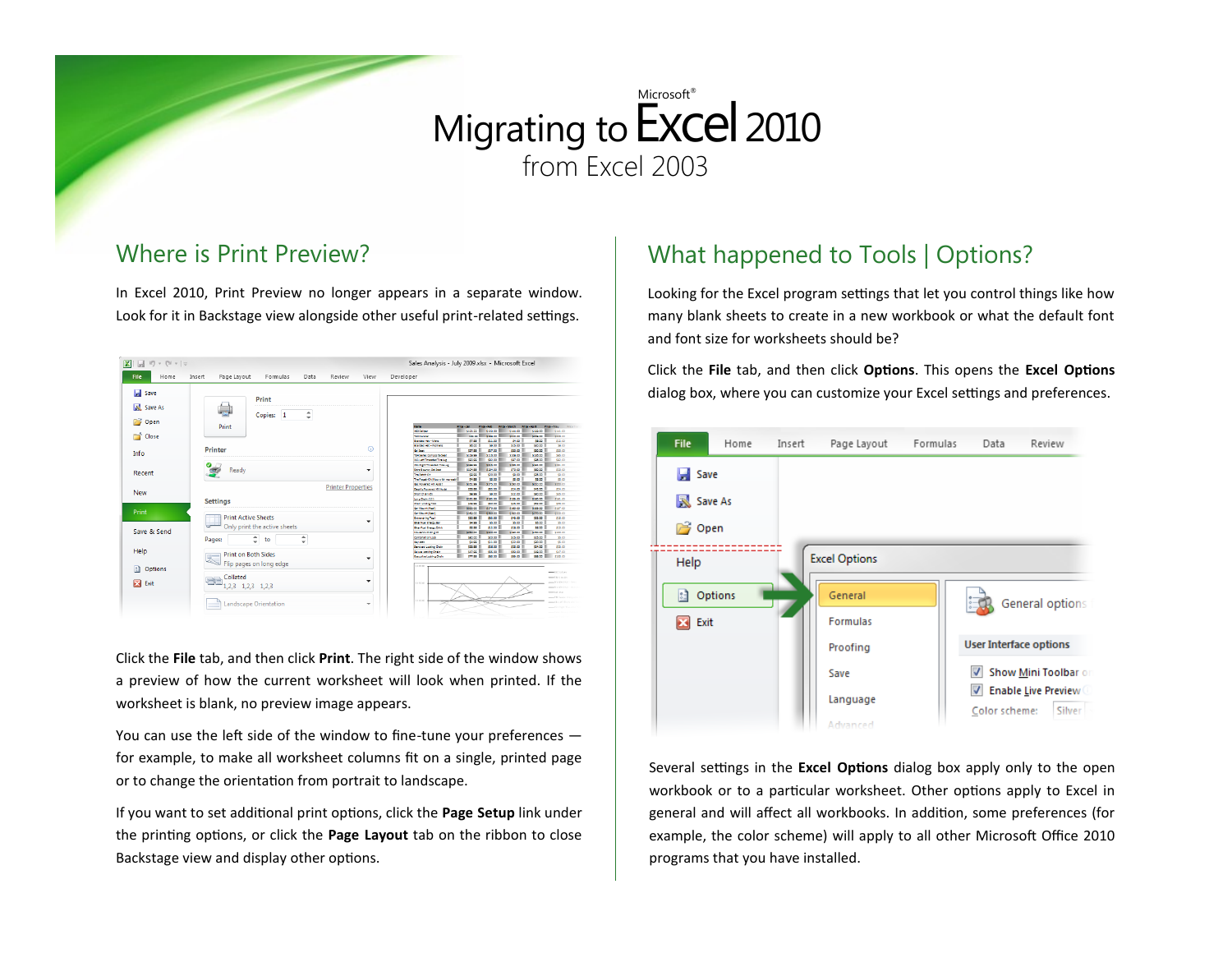# Migrating to Excel 2010 from Excel 2003

## Where is Print Preview?

In Excel 2010, Print Preview no longer appears in a separate window. Look for it in Backstage view alongside other useful print-related settings.

Click the **File** tab, and then click **Print**. The right side of the window shows a preview of how the current worksheet will look when printed. If the worksheet is blank, no preview image appears.

You can use the left side of the window to fine-tune your preferences — for example, to make all worksheet columns fit on a single, printed page or to change the orientation from portrait to landscape.

If you want to set additional print options, click the **Page Setup** link under the printing options, or click the **Page Layout** tab on the ribbon to close Backstage view and display other options.

## What happened to Tools | Options?

Looking for the Excel program settings that let you control things like how many blank sheets to create in a new workbook or what the default font and font size for worksheets should be?

Click the **File** tab, and then click **Options**. This opens the **Excel Options** dialog box, where you can customize your Excel settings and preferences.

Several settings in the **Excel Options** dialog box apply only to the open workbook or to a particular worksheet. Other options apply to Excel in general and will affect all workbooks. In addition, some preferences (for example, the color scheme) will apply to all other Microsoft Office 2010 programs that you have installed.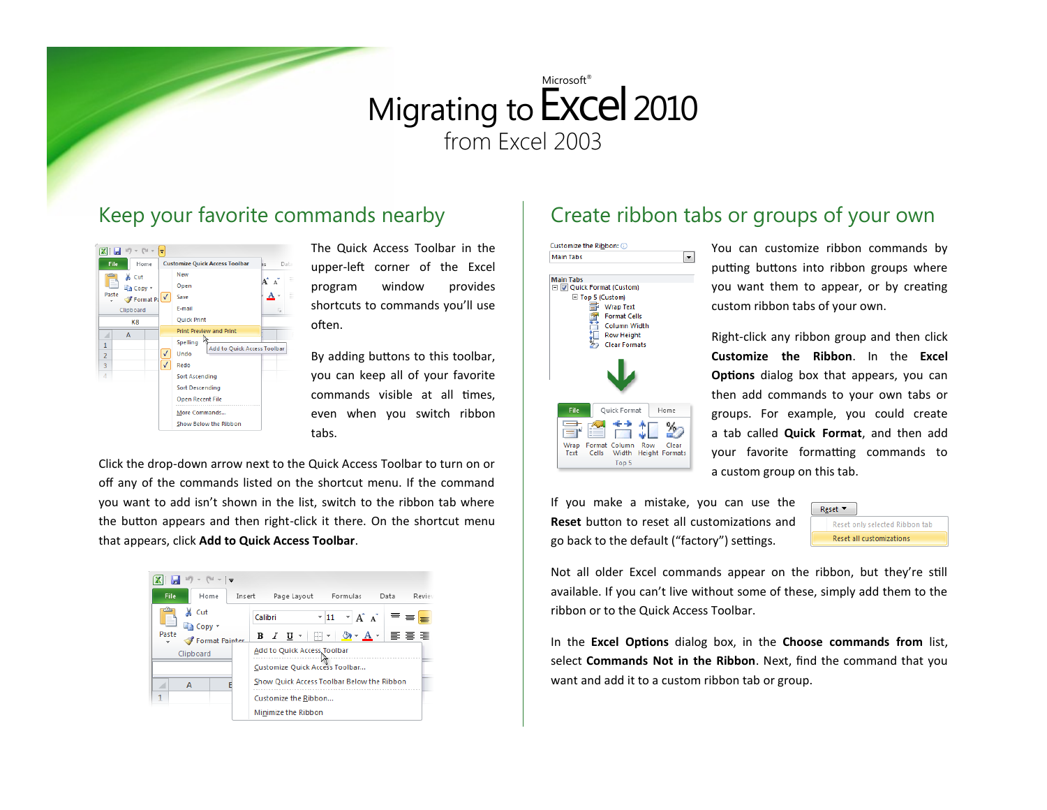# Microsoft® Migrating to Excel 2010 from Excel 2003

## Keep your favorite commands nearby

The Quick Access Toolbar in the upper-left corner of the Excel program window provides shortcuts to commands you'll use often.

By adding buttons to this toolbar, you can keep all of your favorite commands visible at all times, even when you switch ribbon tabs.

Click the drop-down arrow next to the Quick Access Toolbar to turn on or off any of the commands listed on the shortcut menu. If the command you want to add isn't shown in the list, switch to the ribbon tab where the button appears and then right-click it there. On the shortcut menu that appears, click **Add to Quick Access Toolbar**.

## Create ribbon tabs or groups of your own

You can customize ribbon commands by putting buttons into ribbon groups where you want them to appear, or by creating custom ribbon tabs of your own.

Right-click any ribbon group and then click **Customize the Ribbon**. In the **Excel Options** dialog box that appears, you can then add commands to your own tabs or groups. For example, you could create a tab called **Quick Format**, and then add your favorite formatting commands to a custom group on this tab.

If you make a mistake, you can use the **Reset** button to reset all customizations and go back to the default ("factory") settings.

Not all older Excel commands appear on the ribbon, but they're still available. If you can't live without some of these, simply add them to the ribbon or to the Quick Access Toolbar.

In the **Excel Options** dialog box, in the **Choose commands from** list, select **Commands Not in the Ribbon**. Next, find the command that you want and add it to a custom ribbon tab or group.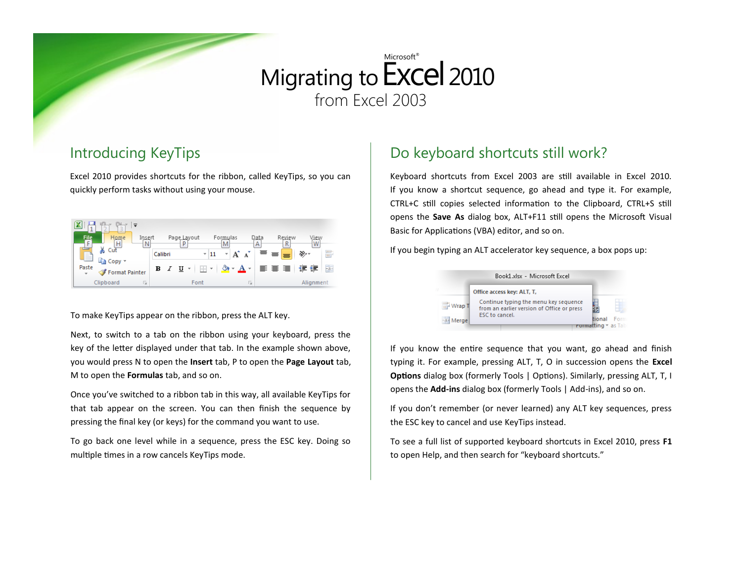# Migrating to Excel 2010 from Excel 2003

## Introducing KeyTips

Excel 2010 provides shortcuts for the ribbon, called KeyTips, so you can quickly perform tasks without using your mouse.

To make KeyTips appear on the ribbon, press the ALT key.

Next, to switch to a tab on the ribbon using your keyboard, press the key of the letter displayed under that tab. In the example shown above, you would press N to open the **Insert** tab, P to open the **Page Layout** tab, M to open the **Formulas** tab, and so on.

Once you've switched to a ribbon tab in this way, all available KeyTips for that tab appear on the screen. You can then finish the sequence by pressing the final key (or keys) for the command you want to use.

To go back one level while in a sequence, press the ESC key. Doing so multiple times in a row cancels KeyTips mode.

## Do keyboard shortcuts still work?

Keyboard shortcuts from Excel 2003 are still available in Excel 2010. If you know a shortcut sequence, go ahead and type it. For example, CTRL+C still copies selected information to the Clipboard, CTRL+S still opens the **Save As** dialog box, ALT+F11 still opens the Microsoft Visual Basic for Applications (VBA) editor, and so on.

If you begin typing an ALT accelerator key sequence, a box pops up:

If you know the entire sequence that you want, go ahead and finish typing it. For example, pressing ALT, T, O in succession opens the **Excel Options** dialog box (formerly Tools | Options). Similarly, pressing ALT, T, I opens the **Add-ins** dialog box (formerly Tools | Add-ins), and so on.

If you don't remember (or never learned) any ALT key sequences, press the ESC key to cancel and use KeyTips instead.

To see a full list of supported keyboard shortcuts in Excel 2010, press **F1** to open Help, and then search for "keyboard shortcuts."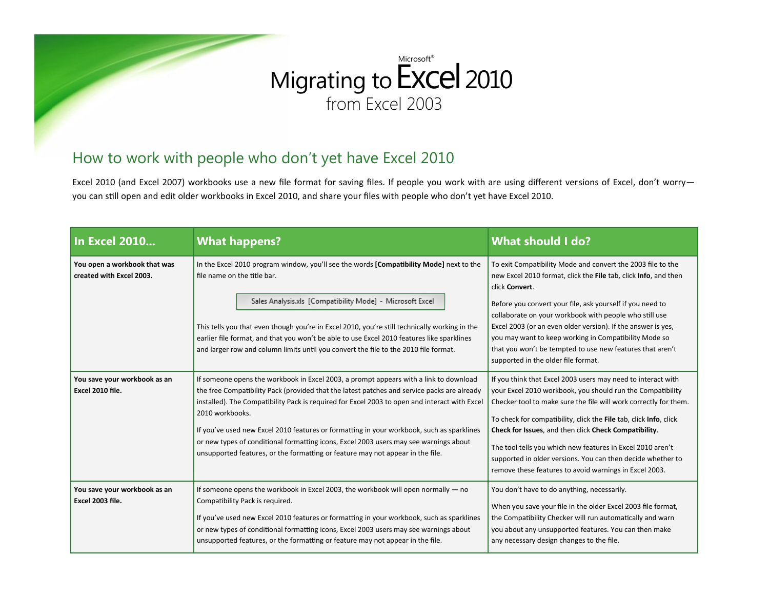# Microsoft® Migrating to Excel 2010 from Excel 2003

## How to work with people who don't yet have Excel 2010

Excel 2010 (and Excel 2007) workbooks use a new file format for saving files. If people you work with are using different versions of Excel, don't worry—you can still open and edit older workbooks in Excel 2010, and share your files with people who don't yet have Excel 2010.

| In Excel 2010... | What happens? | What should I do? |
|---|---|---|
| **You open a workbook that was created with Excel 2003.** | In the Excel 2010 program window, you'll see the words **[Compatibility Mode]** next to the file name on the title bar.<br><br>Sales Analysis.xls [Compatibility Mode] - Microsoft Excel<br><br>This tells you that even though you're in Excel 2010, you're still technically working in the earlier file format, and that you won't be able to use Excel 2010 features like sparklines and larger row and column limits until you convert the file to the 2010 file format. | To exit Compatibility Mode and convert the 2003 file to the new Excel 2010 format, click the **File** tab, click **Info**, and then click **Convert**.<br><br>Before you convert your file, ask yourself if you need to collaborate on your workbook with people who still use Excel 2003 (or an even older version). If the answer is yes, you may want to keep working in Compatibility Mode so that you won't be tempted to use new features that aren't supported in the older file format. |
| **You save your workbook as an Excel 2010 file.** | If someone opens the workbook in Excel 2003, a prompt appears with a link to download the free Compatibility Pack (provided that the latest patches and service packs are already installed). The Compatibility Pack is required for Excel 2003 to open and interact with Excel 2010 workbooks.<br><br>If you've used new Excel 2010 features or formatting in your workbook, such as sparklines or new types of conditional formatting icons, Excel 2003 users may see warnings about unsupported features, or the formatting or feature may not appear in the file. | If you think that Excel 2003 users may need to interact with your Excel 2010 workbook, you should run the Compatibility Checker tool to make sure the file will work correctly for them.<br><br>To check for compatibility, click the **File** tab, click **Info**, click **Check for Issues**, and then click **Check Compatibility**.<br><br>The tool tells you which new features in Excel 2010 aren't supported in older versions. You can then decide whether to remove these features to avoid warnings in Excel 2003. |
| **You save your workbook as an Excel 2003 file.** | If someone opens the workbook in Excel 2003, the workbook will open normally — no Compatibility Pack is required.<br><br>If you've used new Excel 2010 features or formatting in your workbook, such as sparklines or new types of conditional formatting icons, Excel 2003 users may see warnings about unsupported features, or the formatting or feature may not appear in the file. | You don't have to do anything, necessarily.<br><br>When you save your file in the older Excel 2003 file format, the Compatibility Checker will run automatically and warn you about any unsupported features. You can then make any necessary design changes to the file. |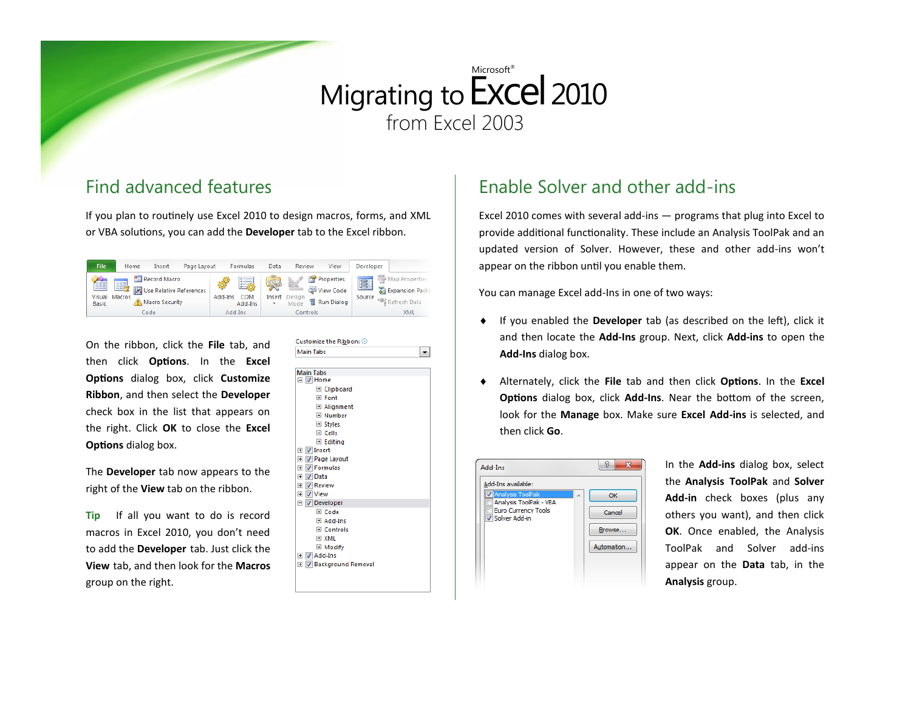Microsoft®

# Migrating to Excel 2010 from Excel 2003

## Find advanced features

If you plan to routinely use Excel 2010 to design macros, forms, and XML or VBA solutions, you can add the **Developer** tab to the Excel ribbon.

On the ribbon, click the **File** tab, and then click **Options**. In the **Excel Options** dialog box, click **Customize Ribbon**, and then select the **Developer** check box in the list that appears on the right. Click **OK** to close the **Excel Options** dialog box.

The **Developer** tab now appears to the right of the **View** tab on the ribbon.

**Tip** If all you want to do is record macros in Excel 2010, you don't need to add the **Developer** tab. Just click the **View** tab, and then look for the **Macros** group on the right.

## Enable Solver and other add-ins

Excel 2010 comes with several add-ins — programs that plug into Excel to provide additional functionality. These include an Analysis ToolPak and an updated version of Solver. However, these and other add-ins won't appear on the ribbon until you enable them.

You can manage Excel add-Ins in one of two ways:

- If you enabled the **Developer** tab (as described on the left), click it and then locate the **Add-Ins** group. Next, click **Add-ins** to open the **Add-Ins** dialog box.
- Alternately, click the **File** tab and then click **Options**. In the **Excel Options** dialog box, click **Add-Ins**. Near the bottom of the screen, look for the **Manage** box. Make sure **Excel Add-ins** is selected, and then click **Go**.

In the **Add-ins** dialog box, select the **Analysis ToolPak** and **Solver Add-in** check boxes (plus any others you want), and then click **OK**. Once enabled, the Analysis ToolPak and Solver add-ins appear on the **Data** tab, in the **Analysis** group.